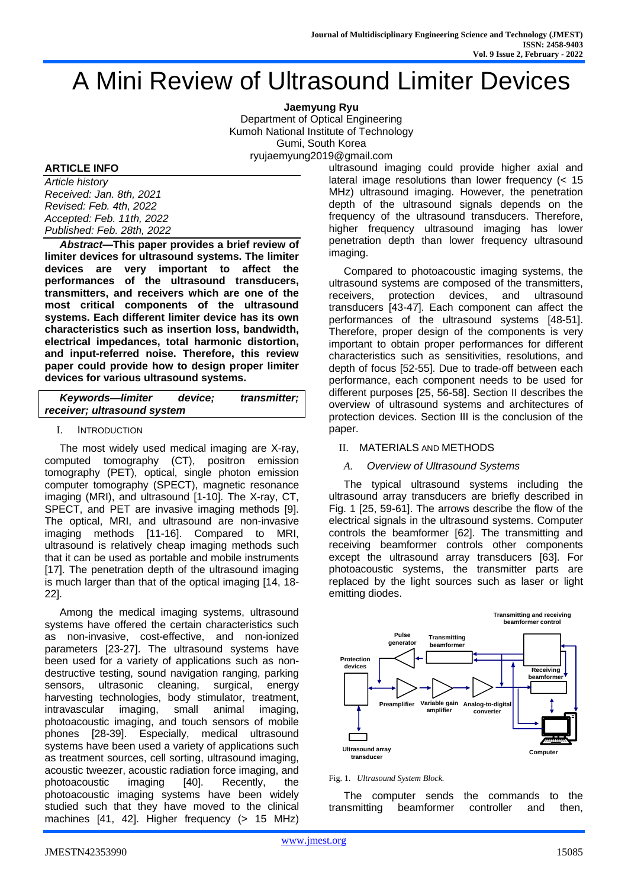# A Mini Review of Ultrasound Limiter Devices

**Jaemyung Ryu**
Department of Optical Engineering
Kumoh National Institute of Technology
Gumi, South Korea
ryujaemyung2019@gmail.com

**ARTICLE INFO**

*Article history*
*Received: Jan. 8th, 2021*
*Revised: Feb. 4th, 2022*
*Accepted: Feb. 11th, 2022*
*Published: Feb. 28th, 2022*

***Abstract*—This paper provides a brief review of limiter devices for ultrasound systems. The limiter devices are very important to affect the performances of the ultrasound transducers, transmitters, and receivers which are one of the most critical components of the ultrasound systems. Each different limiter device has its own characteristics such as insertion loss, bandwidth, electrical impedances, total harmonic distortion, and input-referred noise. Therefore, this review paper could provide how to design proper limiter devices for various ultrasound systems.**

***Keywords—limiter device; transmitter; receiver; ultrasound system***

## I. Introduction

The most widely used medical imaging are X-ray, computed tomography (CT), positron emission tomography (PET), optical, single photon emission computer tomography (SPECT), magnetic resonance imaging (MRI), and ultrasound [1-10]. The X-ray, CT, SPECT, and PET are invasive imaging methods [9]. The optical, MRI, and ultrasound are non-invasive imaging methods [11-16]. Compared to MRI, ultrasound is relatively cheap imaging methods such that it can be used as portable and mobile instruments [17]. The penetration depth of the ultrasound imaging is much larger than that of the optical imaging [14, 18-22].

Among the medical imaging systems, ultrasound systems have offered the certain characteristics such as non-invasive, cost-effective, and non-ionized parameters [23-27]. The ultrasound systems have been used for a variety of applications such as non-destructive testing, sound navigation ranging, parking sensors, ultrasonic cleaning, surgical, energy harvesting technologies, body stimulator, treatment, intravascular imaging, small animal imaging, photoacoustic imaging, and touch sensors of mobile phones [28-39]. Especially, medical ultrasound systems have been used a variety of applications such as treatment sources, cell sorting, ultrasound imaging, acoustic tweezer, acoustic radiation force imaging, and photoacoustic imaging [40]. Recently, the photoacoustic imaging systems have been widely studied such that they have moved to the clinical machines [41, 42]. Higher frequency (> 15 MHz) ultrasound imaging could provide higher axial and lateral image resolutions than lower frequency (< 15 MHz) ultrasound imaging. However, the penetration depth of the ultrasound signals depends on the frequency of the ultrasound transducers. Therefore, higher frequency ultrasound imaging has lower penetration depth than lower frequency ultrasound imaging.

Compared to photoacoustic imaging systems, the ultrasound systems are composed of the transmitters, receivers, protection devices, and ultrasound transducers [43-47]. Each component can affect the performances of the ultrasound systems [48-51]. Therefore, proper design of the components is very important to obtain proper performances for different characteristics such as sensitivities, resolutions, and depth of focus [52-55]. Due to trade-off between each performance, each component needs to be used for different purposes [25, 56-58]. Section II describes the overview of ultrasound systems and architectures of protection devices. Section III is the conclusion of the paper.

## II. Materials and Methods

### *A. Overview of Ultrasound Systems*

The typical ultrasound systems including the ultrasound array transducers are briefly described in Fig. 1 [25, 59-61]. The arrows describe the flow of the electrical signals in the ultrasound systems. Computer controls the beamformer [62]. The transmitting and receiving beamformer controls other components except the ultrasound array transducers [63]. For photoacoustic systems, the transmitter parts are replaced by the light sources such as laser or light emitting diodes.

Fig. 1. *Ultrasound System Block.*

The computer sends the commands to the transmitting beamformer controller and then,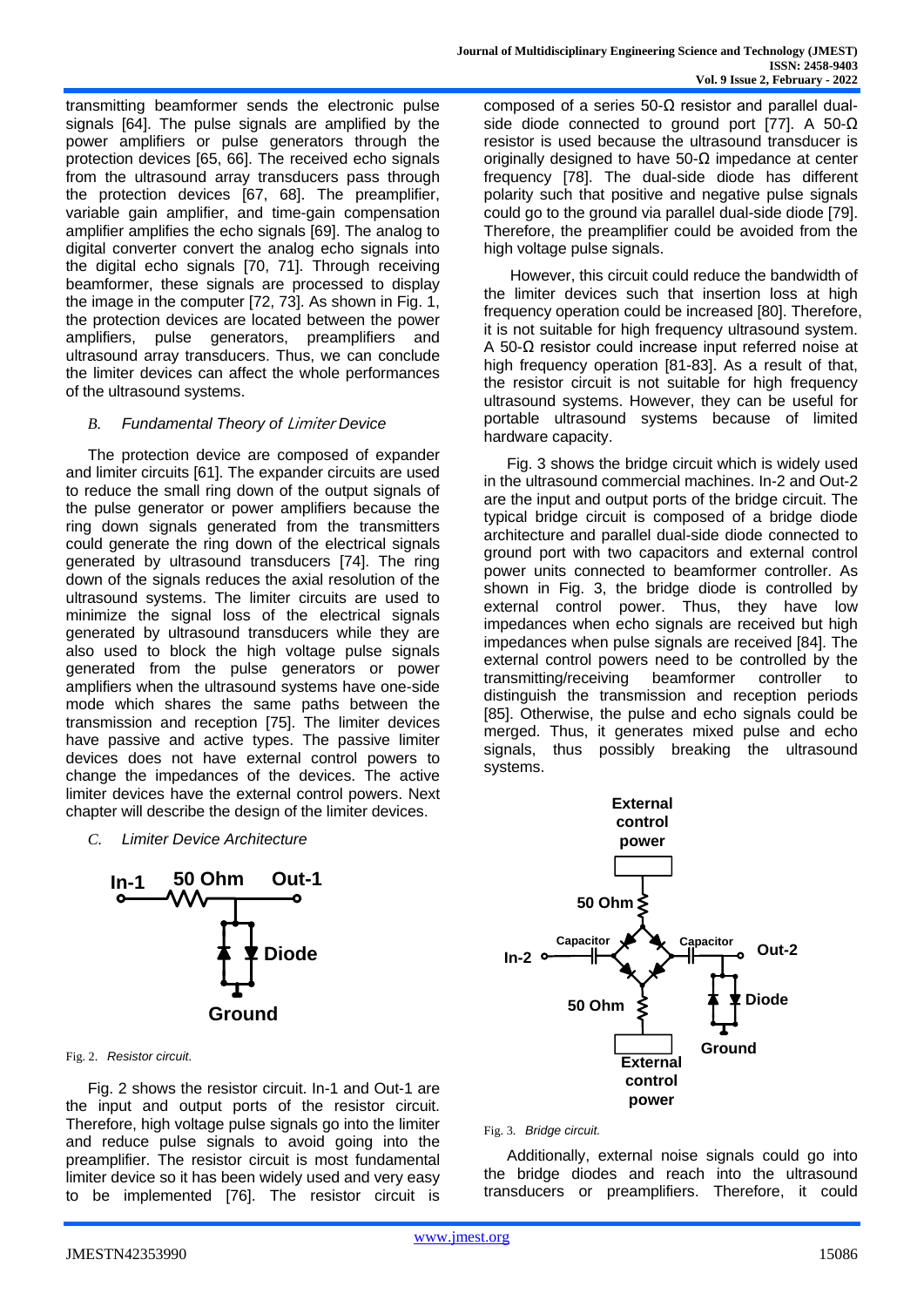transmitting beamformer sends the electronic pulse signals [64]. The pulse signals are amplified by the power amplifiers or pulse generators through the protection devices [65, 66]. The received echo signals from the ultrasound array transducers pass through the protection devices [67, 68]. The preamplifier, variable gain amplifier, and time-gain compensation amplifier amplifies the echo signals [69]. The analog to digital converter convert the analog echo signals into the digital echo signals [70, 71]. Through receiving beamformer, these signals are processed to display the image in the computer [72, 73]. As shown in Fig. 1, the protection devices are located between the power amplifiers, pulse generators, preamplifiers and ultrasound array transducers. Thus, we can conclude the limiter devices can affect the whole performances of the ultrasound systems.

### *B. Fundamental Theory of Limiter Device*

The protection device are composed of expander and limiter circuits [61]. The expander circuits are used to reduce the small ring down of the output signals of the pulse generator or power amplifiers because the ring down signals generated from the transmitters could generate the ring down of the electrical signals generated by ultrasound transducers [74]. The ring down of the signals reduces the axial resolution of the ultrasound systems. The limiter circuits are used to minimize the signal loss of the electrical signals generated by ultrasound transducers while they are also used to block the high voltage pulse signals generated from the pulse generators or power amplifiers when the ultrasound systems have one-side mode which shares the same paths between the transmission and reception [75]. The limiter devices have passive and active types. The passive limiter devices does not have external control powers to change the impedances of the devices. The active limiter devices have the external control powers. Next chapter will describe the design of the limiter devices.

### *C. Limiter Device Architecture*

Fig. 2. *Resistor circuit.*

Fig. 2 shows the resistor circuit. In-1 and Out-1 are the input and output ports of the resistor circuit. Therefore, high voltage pulse signals go into the limiter and reduce pulse signals to avoid going into the preamplifier. The resistor circuit is most fundamental limiter device so it has been widely used and very easy to be implemented [76]. The resistor circuit is composed of a series 50-Ω resistor and parallel dual-side diode connected to ground port [77]. A 50-Ω resistor is used because the ultrasound transducer is originally designed to have 50-Ω impedance at center frequency [78]. The dual-side diode has different polarity such that positive and negative pulse signals could go to the ground via parallel dual-side diode [79]. Therefore, the preamplifier could be avoided from the high voltage pulse signals.

However, this circuit could reduce the bandwidth of the limiter devices such that insertion loss at high frequency operation could be increased [80]. Therefore, it is not suitable for high frequency ultrasound system. A 50-Ω resistor could increase input referred noise at high frequency operation [81-83]. As a result of that, the resistor circuit is not suitable for high frequency ultrasound systems. However, they can be useful for portable ultrasound systems because of limited hardware capacity.

Fig. 3 shows the bridge circuit which is widely used in the ultrasound commercial machines. In-2 and Out-2 are the input and output ports of the bridge circuit. The typical bridge circuit is composed of a bridge diode architecture and parallel dual-side diode connected to ground port with two capacitors and external control power units connected to beamformer controller. As shown in Fig. 3, the bridge diode is controlled by external control power. Thus, they have low impedances when echo signals are received but high impedances when pulse signals are received [84]. The external control powers need to be controlled by the transmitting/receiving beamformer controller to distinguish the transmission and reception periods [85]. Otherwise, the pulse and echo signals could be merged. Thus, it generates mixed pulse and echo signals, thus possibly breaking the ultrasound systems.

Fig. 3. *Bridge circuit.*

Additionally, external noise signals could go into the bridge diodes and reach into the ultrasound transducers or preamplifiers. Therefore, it could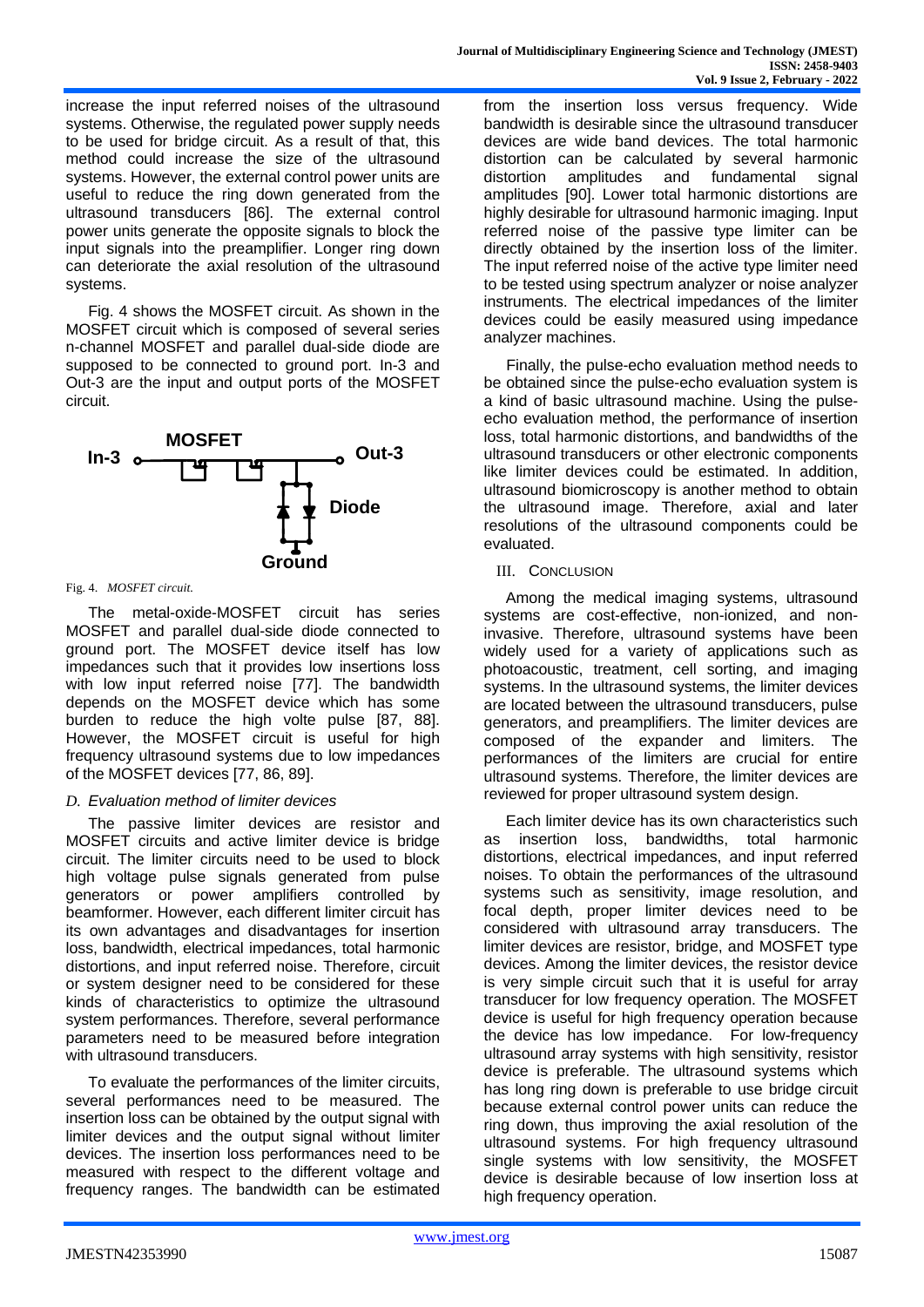increase the input referred noises of the ultrasound systems. Otherwise, the regulated power supply needs to be used for bridge circuit. As a result of that, this method could increase the size of the ultrasound systems. However, the external control power units are useful to reduce the ring down generated from the ultrasound transducers [86]. The external control power units generate the opposite signals to block the input signals into the preamplifier. Longer ring down can deteriorate the axial resolution of the ultrasound systems.

Fig. 4 shows the MOSFET circuit. As shown in the MOSFET circuit which is composed of several series n-channel MOSFET and parallel dual-side diode are supposed to be connected to ground port. In-3 and Out-3 are the input and output ports of the MOSFET circuit.

Fig. 4. *MOSFET circuit.*

The metal-oxide-MOSFET circuit has series MOSFET and parallel dual-side diode connected to ground port. The MOSFET device itself has low impedances such that it provides low insertions loss with low input referred noise [77]. The bandwidth depends on the MOSFET device which has some burden to reduce the high volte pulse [87, 88]. However, the MOSFET circuit is useful for high frequency ultrasound systems due to low impedances of the MOSFET devices [77, 86, 89].

### *D. Evaluation method of limiter devices*

The passive limiter devices are resistor and MOSFET circuits and active limiter device is bridge circuit. The limiter circuits need to be used to block high voltage pulse signals generated from pulse generators or power amplifiers controlled by beamformer. However, each different limiter circuit has its own advantages and disadvantages for insertion loss, bandwidth, electrical impedances, total harmonic distortions, and input referred noise. Therefore, circuit or system designer need to be considered for these kinds of characteristics to optimize the ultrasound system performances. Therefore, several performance parameters need to be measured before integration with ultrasound transducers.

To evaluate the performances of the limiter circuits, several performances need to be measured. The insertion loss can be obtained by the output signal with limiter devices and the output signal without limiter devices. The insertion loss performances need to be measured with respect to the different voltage and frequency ranges. The bandwidth can be estimated from the insertion loss versus frequency. Wide bandwidth is desirable since the ultrasound transducer devices are wide band devices. The total harmonic distortion can be calculated by several harmonic distortion amplitudes and fundamental signal amplitudes [90]. Lower total harmonic distortions are highly desirable for ultrasound harmonic imaging. Input referred noise of the passive type limiter can be directly obtained by the insertion loss of the limiter. The input referred noise of the active type limiter need to be tested using spectrum analyzer or noise analyzer instruments. The electrical impedances of the limiter devices could be easily measured using impedance analyzer machines.

Finally, the pulse-echo evaluation method needs to be obtained since the pulse-echo evaluation system is a kind of basic ultrasound machine. Using the pulse-echo evaluation method, the performance of insertion loss, total harmonic distortions, and bandwidths of the ultrasound transducers or other electronic components like limiter devices could be estimated. In addition, ultrasound biomicroscopy is another method to obtain the ultrasound image. Therefore, axial and later resolutions of the ultrasound components could be evaluated.

## III. CONCLUSION

Among the medical imaging systems, ultrasound systems are cost-effective, non-ionized, and non-invasive. Therefore, ultrasound systems have been widely used for a variety of applications such as photoacoustic, treatment, cell sorting, and imaging systems. In the ultrasound systems, the limiter devices are located between the ultrasound transducers, pulse generators, and preamplifiers. The limiter devices are composed of the expander and limiters. The performances of the limiters are crucial for entire ultrasound systems. Therefore, the limiter devices are reviewed for proper ultrasound system design.

Each limiter device has its own characteristics such as insertion loss, bandwidths, total harmonic distortions, electrical impedances, and input referred noises. To obtain the performances of the ultrasound systems such as sensitivity, image resolution, and focal depth, proper limiter devices need to be considered with ultrasound array transducers. The limiter devices are resistor, bridge, and MOSFET type devices. Among the limiter devices, the resistor device is very simple circuit such that it is useful for array transducer for low frequency operation. The MOSFET device is useful for high frequency operation because the device has low impedance. For low-frequency ultrasound array systems with high sensitivity, resistor device is preferable. The ultrasound systems which has long ring down is preferable to use bridge circuit because external control power units can reduce the ring down, thus improving the axial resolution of the ultrasound systems. For high frequency ultrasound single systems with low sensitivity, the MOSFET device is desirable because of low insertion loss at high frequency operation.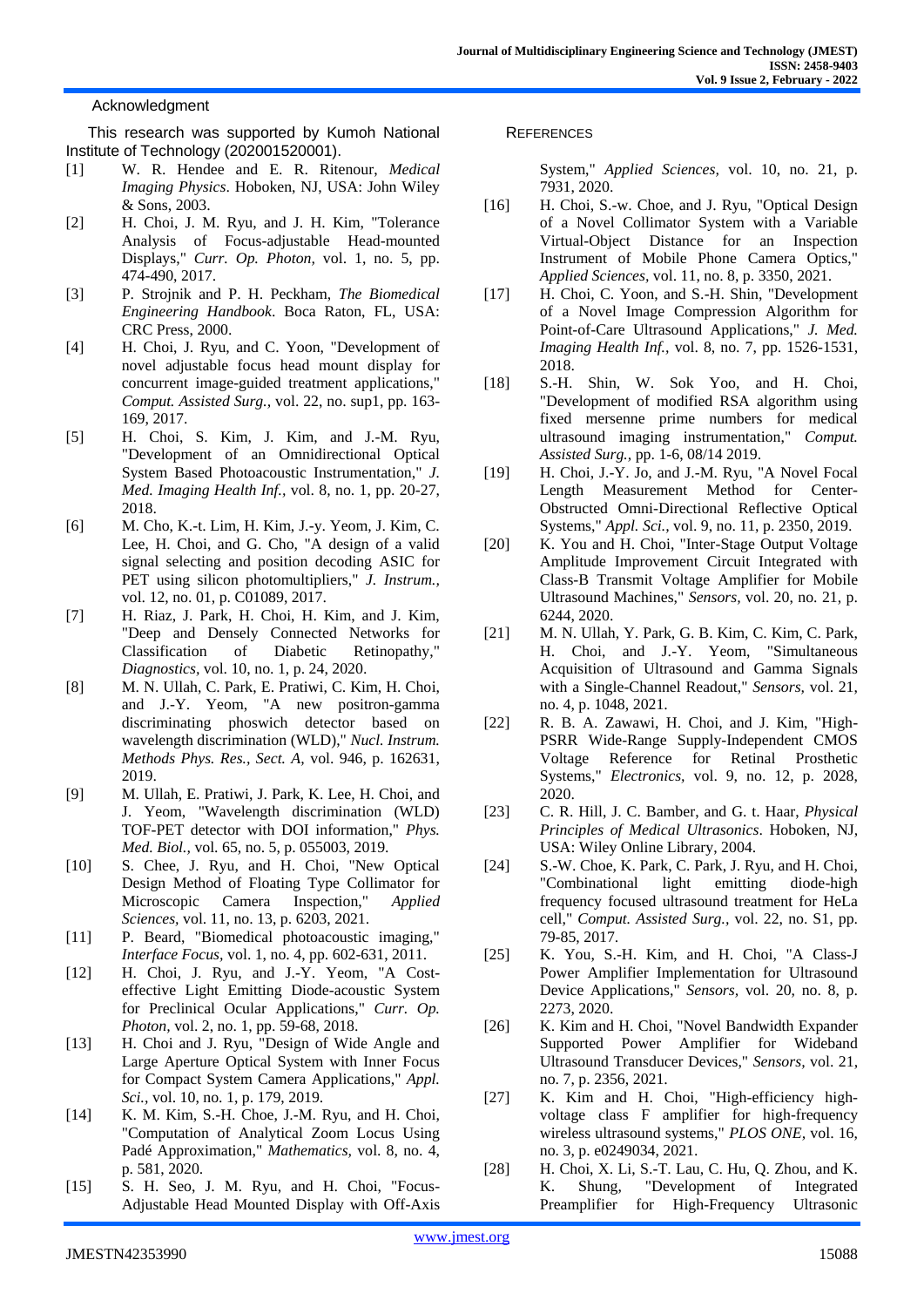## Acknowledgment

This research was supported by Kumoh National Institute of Technology (202001520001).

## References

[1] W. R. Hendee and E. R. Ritenour, *Medical Imaging Physics*. Hoboken, NJ, USA: John Wiley & Sons, 2003.

[2] H. Choi, J. M. Ryu, and J. H. Kim, "Tolerance Analysis of Focus-adjustable Head-mounted Displays," *Curr. Op. Photon,* vol. 1, no. 5, pp. 474-490, 2017.

[3] P. Strojnik and P. H. Peckham, *The Biomedical Engineering Handbook*. Boca Raton, FL, USA: CRC Press, 2000.

[4] H. Choi, J. Ryu, and C. Yoon, "Development of novel adjustable focus head mount display for concurrent image-guided treatment applications," *Comput. Assisted Surg.,* vol. 22, no. sup1, pp. 163-169, 2017.

[5] H. Choi, S. Kim, J. Kim, and J.-M. Ryu, "Development of an Omnidirectional Optical System Based Photoacoustic Instrumentation," *J. Med. Imaging Health Inf.,* vol. 8, no. 1, pp. 20-27, 2018.

[6] M. Cho, K.-t. Lim, H. Kim, J.-y. Yeom, J. Kim, C. Lee, H. Choi, and G. Cho, "A design of a valid signal selecting and position decoding ASIC for PET using silicon photomultipliers," *J. Instrum.,* vol. 12, no. 01, p. C01089, 2017.

[7] H. Riaz, J. Park, H. Choi, H. Kim, and J. Kim, "Deep and Densely Connected Networks for Classification of Diabetic Retinopathy," *Diagnostics,* vol. 10, no. 1, p. 24, 2020.

[8] M. N. Ullah, C. Park, E. Pratiwi, C. Kim, H. Choi, and J.-Y. Yeom, "A new positron-gamma discriminating phoswich detector based on wavelength discrimination (WLD)," *Nucl. Instrum. Methods Phys. Res., Sect. A,* vol. 946, p. 162631, 2019.

[9] M. Ullah, E. Pratiwi, J. Park, K. Lee, H. Choi, and J. Yeom, "Wavelength discrimination (WLD) TOF-PET detector with DOI information," *Phys. Med. Biol.,* vol. 65, no. 5, p. 055003, 2019.

[10] S. Chee, J. Ryu, and H. Choi, "New Optical Design Method of Floating Type Collimator for Microscopic Camera Inspection," *Applied Sciences,* vol. 11, no. 13, p. 6203, 2021.

[11] P. Beard, "Biomedical photoacoustic imaging," *Interface Focus,* vol. 1, no. 4, pp. 602-631, 2011.

[12] H. Choi, J. Ryu, and J.-Y. Yeom, "A Cost-effective Light Emitting Diode-acoustic System for Preclinical Ocular Applications," *Curr. Op. Photon,* vol. 2, no. 1, pp. 59-68, 2018.

[13] H. Choi and J. Ryu, "Design of Wide Angle and Large Aperture Optical System with Inner Focus for Compact System Camera Applications," *Appl. Sci.,* vol. 10, no. 1, p. 179, 2019.

[14] K. M. Kim, S.-H. Choe, J.-M. Ryu, and H. Choi, "Computation of Analytical Zoom Locus Using Padé Approximation," *Mathematics,* vol. 8, no. 4, p. 581, 2020.

[15] S. H. Seo, J. M. Ryu, and H. Choi, "Focus-Adjustable Head Mounted Display with Off-Axis System," *Applied Sciences,* vol. 10, no. 21, p. 7931, 2020.

[16] H. Choi, S.-w. Choe, and J. Ryu, "Optical Design of a Novel Collimator System with a Variable Virtual-Object Distance for an Inspection Instrument of Mobile Phone Camera Optics," *Applied Sciences,* vol. 11, no. 8, p. 3350, 2021.

[17] H. Choi, C. Yoon, and S.-H. Shin, "Development of a Novel Image Compression Algorithm for Point-of-Care Ultrasound Applications," *J. Med. Imaging Health Inf.,* vol. 8, no. 7, pp. 1526-1531, 2018.

[18] S.-H. Shin, W. Sok Yoo, and H. Choi, "Development of modified RSA algorithm using fixed mersenne prime numbers for medical ultrasound imaging instrumentation," *Comput. Assisted Surg.,* pp. 1-6, 08/14 2019.

[19] H. Choi, J.-Y. Jo, and J.-M. Ryu, "A Novel Focal Length Measurement Method for Center-Obstructed Omni-Directional Reflective Optical Systems," *Appl. Sci.,* vol. 9, no. 11, p. 2350, 2019.

[20] K. You and H. Choi, "Inter-Stage Output Voltage Amplitude Improvement Circuit Integrated with Class-B Transmit Voltage Amplifier for Mobile Ultrasound Machines," *Sensors,* vol. 20, no. 21, p. 6244, 2020.

[21] M. N. Ullah, Y. Park, G. B. Kim, C. Kim, C. Park, H. Choi, and J.-Y. Yeom, "Simultaneous Acquisition of Ultrasound and Gamma Signals with a Single-Channel Readout," *Sensors,* vol. 21, no. 4, p. 1048, 2021.

[22] R. B. A. Zawawi, H. Choi, and J. Kim, "High-PSRR Wide-Range Supply-Independent CMOS Voltage Reference for Retinal Prosthetic Systems," *Electronics,* vol. 9, no. 12, p. 2028, 2020.

[23] C. R. Hill, J. C. Bamber, and G. t. Haar, *Physical Principles of Medical Ultrasonics*. Hoboken, NJ, USA: Wiley Online Library, 2004.

[24] S.-W. Choe, K. Park, C. Park, J. Ryu, and H. Choi, "Combinational light emitting diode-high frequency focused ultrasound treatment for HeLa cell," *Comput. Assisted Surg.,* vol. 22, no. S1, pp. 79-85, 2017.

[25] K. You, S.-H. Kim, and H. Choi, "A Class-J Power Amplifier Implementation for Ultrasound Device Applications," *Sensors,* vol. 20, no. 8, p. 2273, 2020.

[26] K. Kim and H. Choi, "Novel Bandwidth Expander Supported Power Amplifier for Wideband Ultrasound Transducer Devices," *Sensors,* vol. 21, no. 7, p. 2356, 2021.

[27] K. Kim and H. Choi, "High-efficiency high-voltage class F amplifier for high-frequency wireless ultrasound systems," *PLOS ONE,* vol. 16, no. 3, p. e0249034, 2021.

[28] H. Choi, X. Li, S.-T. Lau, C. Hu, Q. Zhou, and K. K. Shung, "Development of Integrated Preamplifier for High-Frequency Ultrasonic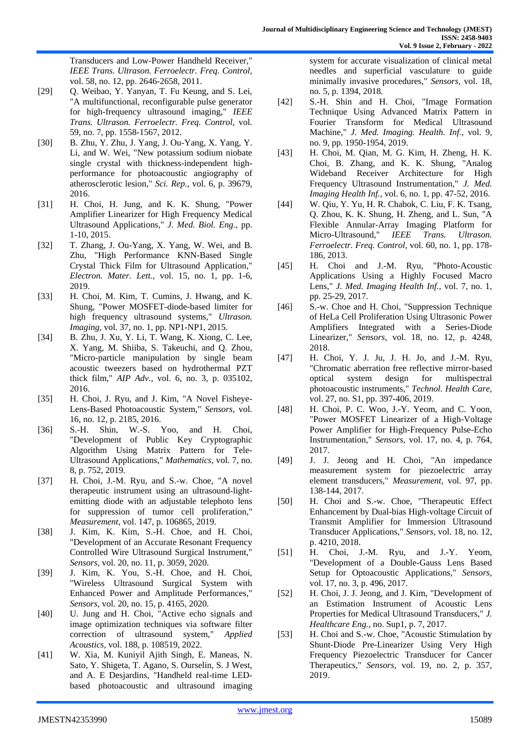Transducers and Low-Power Handheld Receiver," *IEEE Trans. Ultrason. Ferroelectr. Freq. Control*, vol. 58, no. 12, pp. 2646-2658, 2011.

[29] Q. Weibao, Y. Yanyan, T. Fu Keung, and S. Lei, "A multifunctional, reconfigurable pulse generator for high-frequency ultrasound imaging," *IEEE Trans. Ultrason. Ferroelectr. Freq. Control*, vol. 59, no. 7, pp. 1558-1567, 2012.

[30] B. Zhu, Y. Zhu, J. Yang, J. Ou-Yang, X. Yang, Y. Li, and W. Wei, "New potassium sodium niobate single crystal with thickness-independent high-performance for photoacoustic angiography of atherosclerotic lesion," *Sci. Rep.*, vol. 6, p. 39679, 2016.

[31] H. Choi, H. Jung, and K. K. Shung, "Power Amplifier Linearizer for High Frequency Medical Ultrasound Applications," *J. Med. Biol. Eng.*, pp. 1-10, 2015.

[32] T. Zhang, J. Ou-Yang, X. Yang, W. Wei, and B. Zhu, "High Performance KNN-Based Single Crystal Thick Film for Ultrasound Application," *Electron. Mater. Lett.*, vol. 15, no. 1, pp. 1-6, 2019.

[33] H. Choi, M. Kim, T. Cumins, J. Hwang, and K. Shung, "Power MOSFET-diode-based limiter for high frequency ultrasound systems," *Ultrason. Imaging*, vol. 37, no. 1, pp. NP1-NP1, 2015.

[34] B. Zhu, J. Xu, Y. Li, T. Wang, K. Xiong, C. Lee, X. Yang, M. Shiiba, S. Takeuchi, and Q. Zhou, "Micro-particle manipulation by single beam acoustic tweezers based on hydrothermal PZT thick film," *AIP Adv.*, vol. 6, no. 3, p. 035102, 2016.

[35] H. Choi, J. Ryu, and J. Kim, "A Novel Fisheye-Lens-Based Photoacoustic System," *Sensors*, vol. 16, no. 12, p. 2185, 2016.

[36] S.-H. Shin, W.-S. Yoo, and H. Choi, "Development of Public Key Cryptographic Algorithm Using Matrix Pattern for Tele-Ultrasound Applications," *Mathematics*, vol. 7, no. 8, p. 752, 2019.

[37] H. Choi, J.-M. Ryu, and S.-w. Choe, "A novel therapeutic instrument using an ultrasound-light-emitting diode with an adjustable telephoto lens for suppression of tumor cell proliferation," *Measurement*, vol. 147, p. 106865, 2019.

[38] J. Kim, K. Kim, S.-H. Choe, and H. Choi, "Development of an Accurate Resonant Frequency Controlled Wire Ultrasound Surgical Instrument," *Sensors*, vol. 20, no. 11, p. 3059, 2020.

[39] J. Kim, K. You, S.-H. Choe, and H. Choi, "Wireless Ultrasound Surgical System with Enhanced Power and Amplitude Performances," *Sensors*, vol. 20, no. 15, p. 4165, 2020.

[40] U. Jung and H. Choi, "Active echo signals and image optimization techniques via software filter correction of ultrasound system," *Applied Acoustics*, vol. 188, p. 108519, 2022.

[41] W. Xia, M. Kuniyil Ajith Singh, E. Maneas, N. Sato, Y. Shigeta, T. Agano, S. Ourselin, S. J West, and A. E Desjardins, "Handheld real-time LED-based photoacoustic and ultrasound imaging system for accurate visualization of clinical metal needles and superficial vasculature to guide minimally invasive procedures," *Sensors*, vol. 18, no. 5, p. 1394, 2018.

[42] S.-H. Shin and H. Choi, "Image Formation Technique Using Advanced Matrix Pattern in Fourier Transform for Medical Ultrasound Machine," *J. Med. Imaging. Health. Inf.*, vol. 9, no. 9, pp. 1950-1954, 2019.

[43] H. Choi, M. Qian, M. G. Kim, H. Zheng, H. K. Choi, B. Zhang, and K. K. Shung, "Analog Wideband Receiver Architecture for High Frequency Ultrasound Instrumentation," *J. Med. Imaging Health Inf.*, vol. 6, no. 1, pp. 47-52, 2016.

[44] W. Qiu, Y. Yu, H. R. Chabok, C. Liu, F. K. Tsang, Q. Zhou, K. K. Shung, H. Zheng, and L. Sun, "A Flexible Annular-Array Imaging Platform for Micro-Ultrasound," *IEEE Trans. Ultrason. Ferroelectr. Freq. Control*, vol. 60, no. 1, pp. 178-186, 2013.

[45] H. Choi and J.-M. Ryu, "Photo-Acoustic Applications Using a Highly Focused Macro Lens," *J. Med. Imaging Health Inf.*, vol. 7, no. 1, pp. 25-29, 2017.

[46] S.-w. Choe and H. Choi, "Suppression Technique of HeLa Cell Proliferation Using Ultrasonic Power Amplifiers Integrated with a Series-Diode Linearizer," *Sensors*, vol. 18, no. 12, p. 4248, 2018.

[47] H. Choi, Y. J. Ju, J. H. Jo, and J.-M. Ryu, "Chromatic aberration free reflective mirror-based optical system design for multispectral photoacoustic instruments," *Technol. Health Care*, vol. 27, no. S1, pp. 397-406, 2019.

[48] H. Choi, P. C. Woo, J.-Y. Yeom, and C. Yoon, "Power MOSFET Linearizer of a High-Voltage Power Amplifier for High-Frequency Pulse-Echo Instrumentation," *Sensors*, vol. 17, no. 4, p. 764, 2017.

[49] J. J. Jeong and H. Choi, "An impedance measurement system for piezoelectric array element transducers," *Measurement*, vol. 97, pp. 138-144, 2017.

[50] H. Choi and S.-w. Choe, "Therapeutic Effect Enhancement by Dual-bias High-voltage Circuit of Transmit Amplifier for Immersion Ultrasound Transducer Applications," *Sensors*, vol. 18, no. 12, p. 4210, 2018.

[51] H. Choi, J.-M. Ryu, and J.-Y. Yeom, "Development of a Double-Gauss Lens Based Setup for Optoacoustic Applications," *Sensors*, vol. 17, no. 3, p. 496, 2017.

[52] H. Choi, J. J. Jeong, and J. Kim, "Development of an Estimation Instrument of Acoustic Lens Properties for Medical Ultrasound Transducers," *J. Healthcare Eng.*, no. Sup1, p. 7, 2017.

[53] H. Choi and S.-w. Choe, "Acoustic Stimulation by Shunt-Diode Pre-Linearizer Using Very High Frequency Piezoelectric Transducer for Cancer Therapeutics," *Sensors*, vol. 19, no. 2, p. 357, 2019.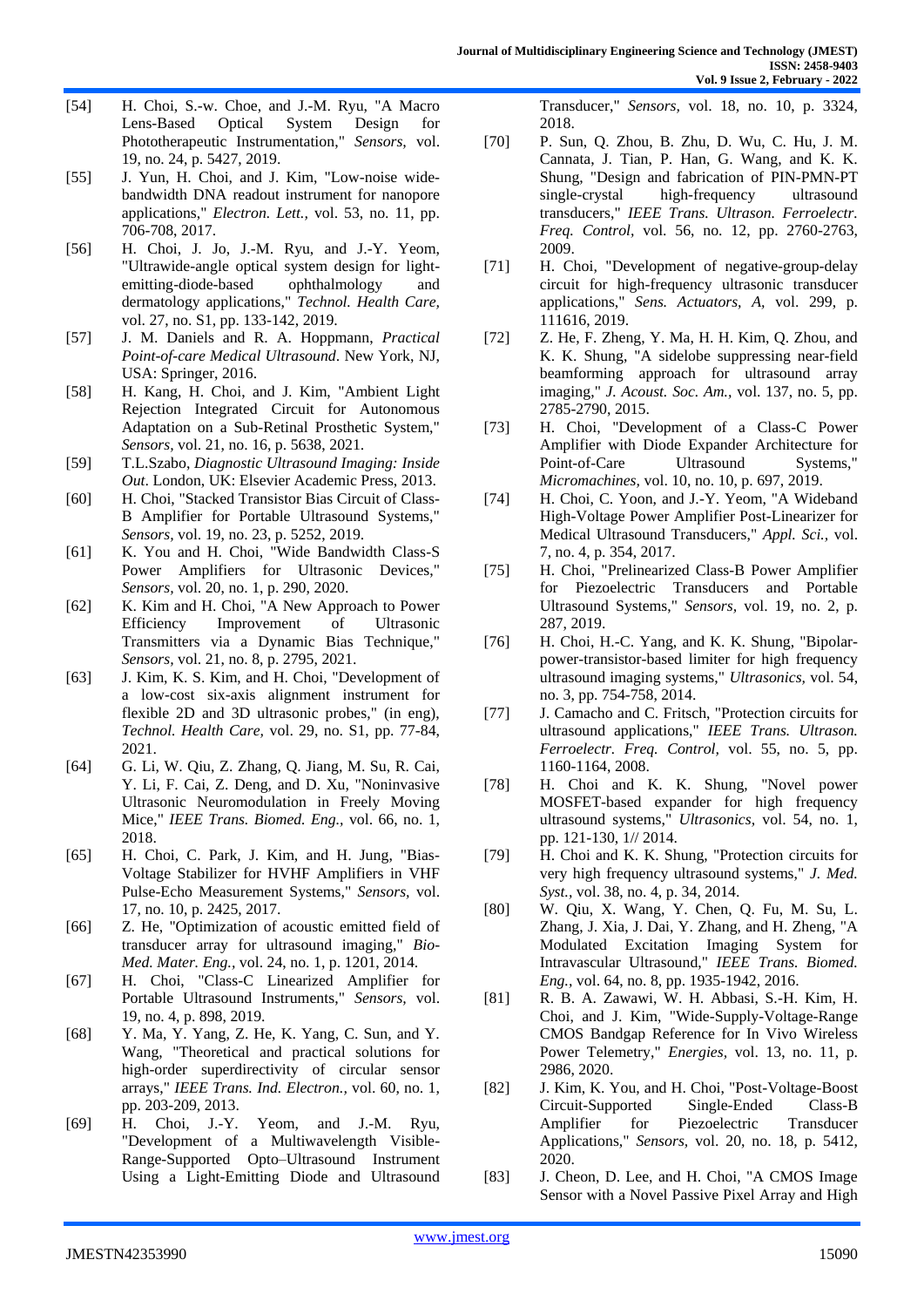[54] H. Choi, S.-w. Choe, and J.-M. Ryu, "A Macro Lens-Based Optical System Design for Phototherapeutic Instrumentation," *Sensors,* vol. 19, no. 24, p. 5427, 2019.

[55] J. Yun, H. Choi, and J. Kim, "Low-noise wide-bandwidth DNA readout instrument for nanopore applications," *Electron. Lett.,* vol. 53, no. 11, pp. 706-708, 2017.

[56] H. Choi, J. Jo, J.-M. Ryu, and J.-Y. Yeom, "Ultrawide-angle optical system design for light-emitting-diode-based ophthalmology and dermatology applications," *Technol. Health Care,* vol. 27, no. S1, pp. 133-142, 2019.

[57] J. M. Daniels and R. A. Hoppmann, *Practical Point-of-care Medical Ultrasound*. New York, NJ, USA: Springer, 2016.

[58] H. Kang, H. Choi, and J. Kim, "Ambient Light Rejection Integrated Circuit for Autonomous Adaptation on a Sub-Retinal Prosthetic System," *Sensors,* vol. 21, no. 16, p. 5638, 2021.

[59] T.L.Szabo, *Diagnostic Ultrasound Imaging: Inside Out*. London, UK: Elsevier Academic Press, 2013.

[60] H. Choi, "Stacked Transistor Bias Circuit of Class-B Amplifier for Portable Ultrasound Systems," *Sensors,* vol. 19, no. 23, p. 5252, 2019.

[61] K. You and H. Choi, "Wide Bandwidth Class-S Power Amplifiers for Ultrasonic Devices," *Sensors,* vol. 20, no. 1, p. 290, 2020.

[62] K. Kim and H. Choi, "A New Approach to Power Efficiency Improvement of Ultrasonic Transmitters via a Dynamic Bias Technique," *Sensors,* vol. 21, no. 8, p. 2795, 2021.

[63] J. Kim, K. S. Kim, and H. Choi, "Development of a low-cost six-axis alignment instrument for flexible 2D and 3D ultrasonic probes," (in eng), *Technol. Health Care,* vol. 29, no. S1, pp. 77-84, 2021.

[64] G. Li, W. Qiu, Z. Zhang, Q. Jiang, M. Su, R. Cai, Y. Li, F. Cai, Z. Deng, and D. Xu, "Noninvasive Ultrasonic Neuromodulation in Freely Moving Mice," *IEEE Trans. Biomed. Eng.,* vol. 66, no. 1, 2018.

[65] H. Choi, C. Park, J. Kim, and H. Jung, "Bias-Voltage Stabilizer for HVHF Amplifiers in VHF Pulse-Echo Measurement Systems," *Sensors,* vol. 17, no. 10, p. 2425, 2017.

[66] Z. He, "Optimization of acoustic emitted field of transducer array for ultrasound imaging," *Bio-Med. Mater. Eng.,* vol. 24, no. 1, p. 1201, 2014.

[67] H. Choi, "Class-C Linearized Amplifier for Portable Ultrasound Instruments," *Sensors,* vol. 19, no. 4, p. 898, 2019.

[68] Y. Ma, Y. Yang, Z. He, K. Yang, C. Sun, and Y. Wang, "Theoretical and practical solutions for high-order superdirectivity of circular sensor arrays," *IEEE Trans. Ind. Electron.,* vol. 60, no. 1, pp. 203-209, 2013.

[69] H. Choi, J.-Y. Yeom, and J.-M. Ryu, "Development of a Multiwavelength Visible-Range-Supported Opto–Ultrasound Instrument Using a Light-Emitting Diode and Ultrasound Transducer," *Sensors,* vol. 18, no. 10, p. 3324, 2018.

[70] P. Sun, Q. Zhou, B. Zhu, D. Wu, C. Hu, J. M. Cannata, J. Tian, P. Han, G. Wang, and K. K. Shung, "Design and fabrication of PIN-PMN-PT single-crystal high-frequency ultrasound transducers," *IEEE Trans. Ultrason. Ferroelectr. Freq. Control,* vol. 56, no. 12, pp. 2760-2763, 2009.

[71] H. Choi, "Development of negative-group-delay circuit for high-frequency ultrasonic transducer applications," *Sens. Actuators, A,* vol. 299, p. 111616, 2019.

[72] Z. He, F. Zheng, Y. Ma, H. H. Kim, Q. Zhou, and K. K. Shung, "A sidelobe suppressing near-field beamforming approach for ultrasound array imaging," *J. Acoust. Soc. Am.,* vol. 137, no. 5, pp. 2785-2790, 2015.

[73] H. Choi, "Development of a Class-C Power Amplifier with Diode Expander Architecture for Point-of-Care Ultrasound Systems," *Micromachines,* vol. 10, no. 10, p. 697, 2019.

[74] H. Choi, C. Yoon, and J.-Y. Yeom, "A Wideband High-Voltage Power Amplifier Post-Linearizer for Medical Ultrasound Transducers," *Appl. Sci.,* vol. 7, no. 4, p. 354, 2017.

[75] H. Choi, "Prelinearized Class-B Power Amplifier for Piezoelectric Transducers and Portable Ultrasound Systems," *Sensors,* vol. 19, no. 2, p. 287, 2019.

[76] H. Choi, H.-C. Yang, and K. K. Shung, "Bipolar-power-transistor-based limiter for high frequency ultrasound imaging systems," *Ultrasonics,* vol. 54, no. 3, pp. 754-758, 2014.

[77] J. Camacho and C. Fritsch, "Protection circuits for ultrasound applications," *IEEE Trans. Ultrason. Ferroelectr. Freq. Control,* vol. 55, no. 5, pp. 1160-1164, 2008.

[78] H. Choi and K. K. Shung, "Novel power MOSFET-based expander for high frequency ultrasound systems," *Ultrasonics,* vol. 54, no. 1, pp. 121-130, 1// 2014.

[79] H. Choi and K. K. Shung, "Protection circuits for very high frequency ultrasound systems," *J. Med. Syst.,* vol. 38, no. 4, p. 34, 2014.

[80] W. Qiu, X. Wang, Y. Chen, Q. Fu, M. Su, L. Zhang, J. Xia, J. Dai, Y. Zhang, and H. Zheng, "A Modulated Excitation Imaging System for Intravascular Ultrasound," *IEEE Trans. Biomed. Eng.,* vol. 64, no. 8, pp. 1935-1942, 2016.

[81] R. B. A. Zawawi, W. H. Abbasi, S.-H. Kim, H. Choi, and J. Kim, "Wide-Supply-Voltage-Range CMOS Bandgap Reference for In Vivo Wireless Power Telemetry," *Energies,* vol. 13, no. 11, p. 2986, 2020.

[82] J. Kim, K. You, and H. Choi, "Post-Voltage-Boost Circuit-Supported Single-Ended Class-B Amplifier for Piezoelectric Transducer Applications," *Sensors,* vol. 20, no. 18, p. 5412, 2020.

[83] J. Cheon, D. Lee, and H. Choi, "A CMOS Image Sensor with a Novel Passive Pixel Array and High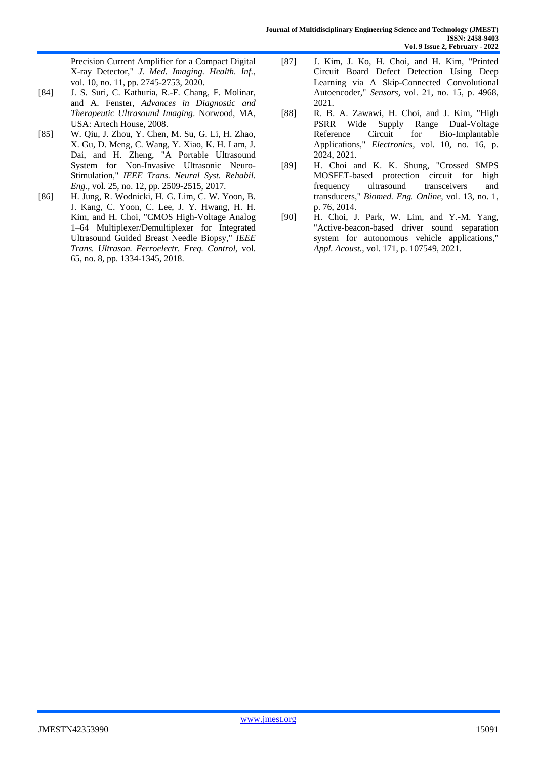Precision Current Amplifier for a Compact Digital X-ray Detector," *J. Med. Imaging. Health. Inf.,* vol. 10, no. 11, pp. 2745-2753, 2020.

[84] J. S. Suri, C. Kathuria, R.-F. Chang, F. Molinar, and A. Fenster, *Advances in Diagnostic and Therapeutic Ultrasound Imaging*. Norwood, MA, USA: Artech House, 2008.

[85] W. Qiu, J. Zhou, Y. Chen, M. Su, G. Li, H. Zhao, X. Gu, D. Meng, C. Wang, Y. Xiao, K. H. Lam, J. Dai, and H. Zheng, "A Portable Ultrasound System for Non-Invasive Ultrasonic Neuro-Stimulation," *IEEE Trans. Neural Syst. Rehabil. Eng.,* vol. 25, no. 12, pp. 2509-2515, 2017.

[86] H. Jung, R. Wodnicki, H. G. Lim, C. W. Yoon, B. J. Kang, C. Yoon, C. Lee, J. Y. Hwang, H. H. Kim, and H. Choi, "CMOS High-Voltage Analog 1–64 Multiplexer/Demultiplexer for Integrated Ultrasound Guided Breast Needle Biopsy," *IEEE Trans. Ultrason. Ferroelectr. Freq. Control,* vol. 65, no. 8, pp. 1334-1345, 2018.

[87] J. Kim, J. Ko, H. Choi, and H. Kim, "Printed Circuit Board Defect Detection Using Deep Learning via A Skip-Connected Convolutional Autoencoder," *Sensors,* vol. 21, no. 15, p. 4968, 2021.

[88] R. B. A. Zawawi, H. Choi, and J. Kim, "High PSRR Wide Supply Range Dual-Voltage Reference Circuit for Bio-Implantable Applications," *Electronics,* vol. 10, no. 16, p. 2024, 2021.

[89] H. Choi and K. K. Shung, "Crossed SMPS MOSFET-based protection circuit for high frequency ultrasound transceivers and transducers," *Biomed. Eng. Online,* vol. 13, no. 1, p. 76, 2014.

[90] H. Choi, J. Park, W. Lim, and Y.-M. Yang, "Active-beacon-based driver sound separation system for autonomous vehicle applications," *Appl. Acoust.,* vol. 171, p. 107549, 2021.